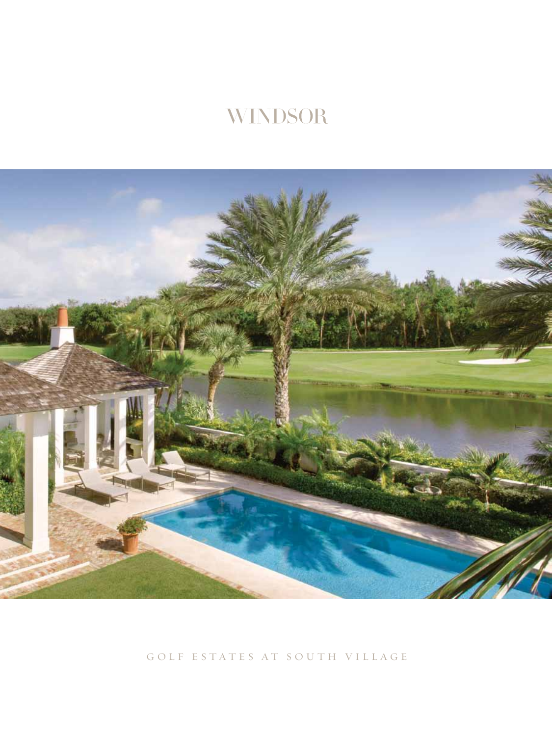# WINDSOR

GOLF ESTATES AT SOUTH VILLAGE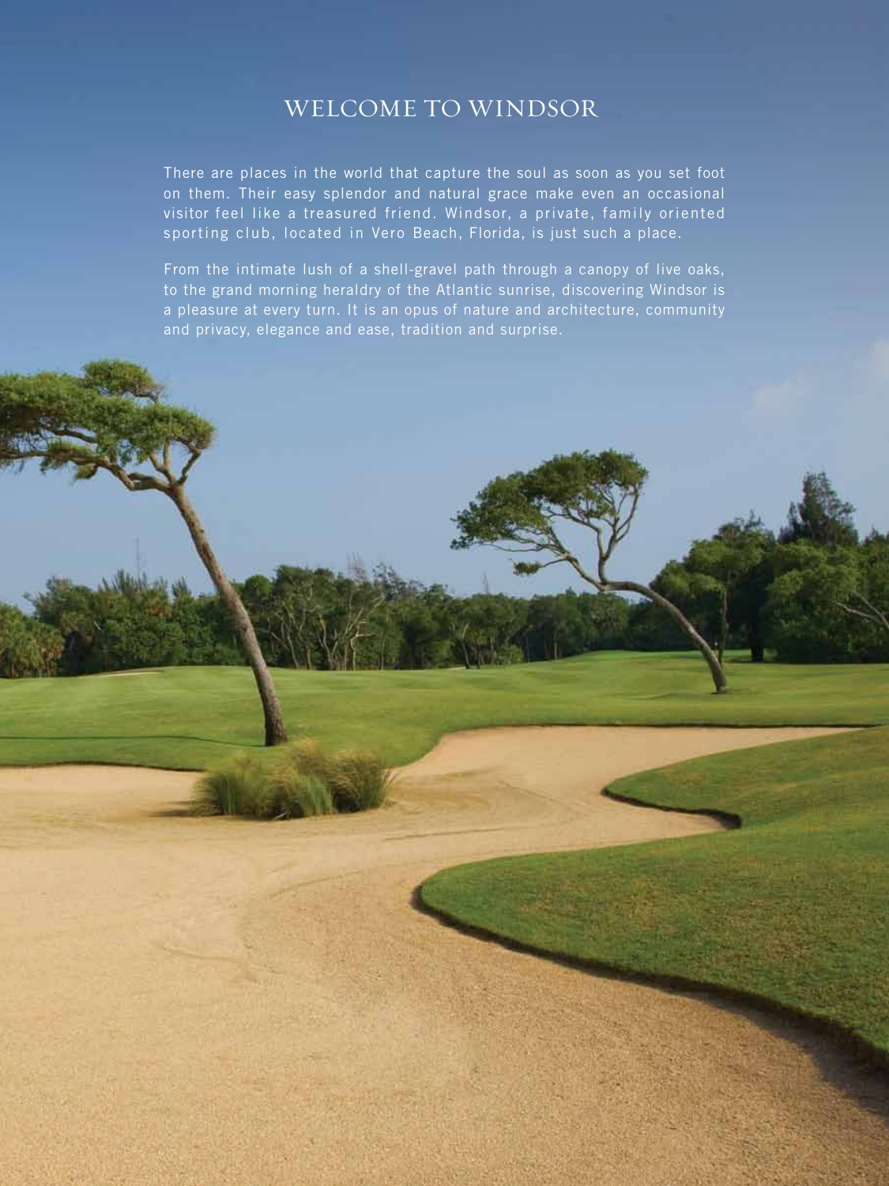# WELCOME TO WINDSOR

There are places in the world that capture the soul as soon as you set foot on them. Their easy splendor and natural grace make even an occasional visitor feel like a treasured friend. Windsor, a private, family oriented sporting club, located in Vero Beach, Florida, is just such a place.

From the intimate lush of a shell-gravel path through a canopy of live oaks, to the grand morning heraldry of the Atlantic sunrise, discovering Windsor is a pleasure at every turn. It is an opus of nature and architecture, community and privacy, elegance and ease, tradition and surprise.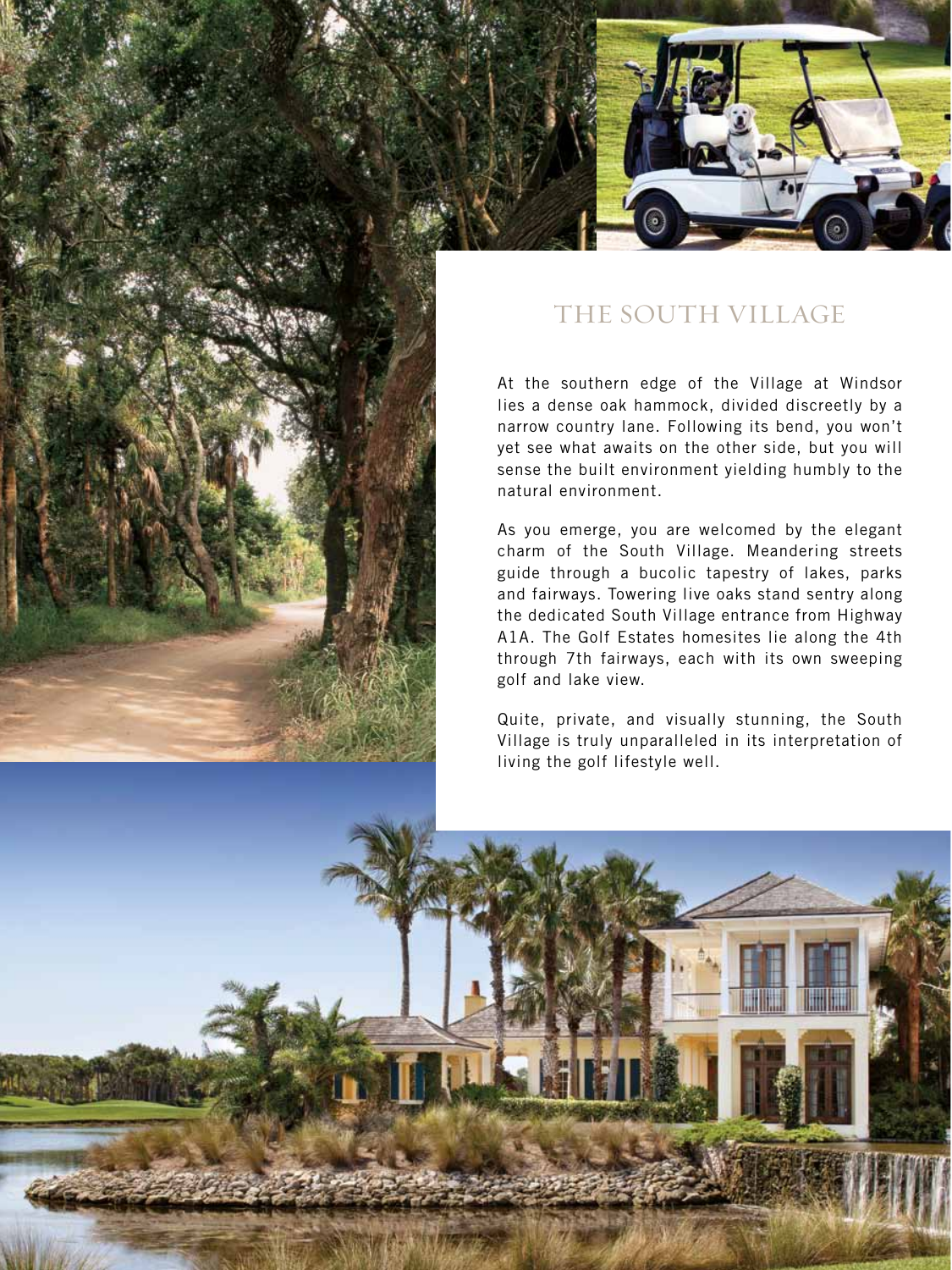# THE SOUTH VILLAGE

At the southern edge of the Village at Windsor lies a dense oak hammock, divided discreetly by a narrow country lane. Following its bend, you won't yet see what awaits on the other side, but you will sense the built environment yielding humbly to the natural environment.

As you emerge, you are welcomed by the elegant charm of the South Village. Meandering streets guide through a bucolic tapestry of lakes, parks and fairways. Towering live oaks stand sentry along the dedicated South Village entrance from Highway A1A. The Golf Estates homesites lie along the 4th through 7th fairways, each with its own sweeping golf and lake view.

Quite, private, and visually stunning, the South Village is truly unparalleled in its interpretation of living the golf lifestyle well.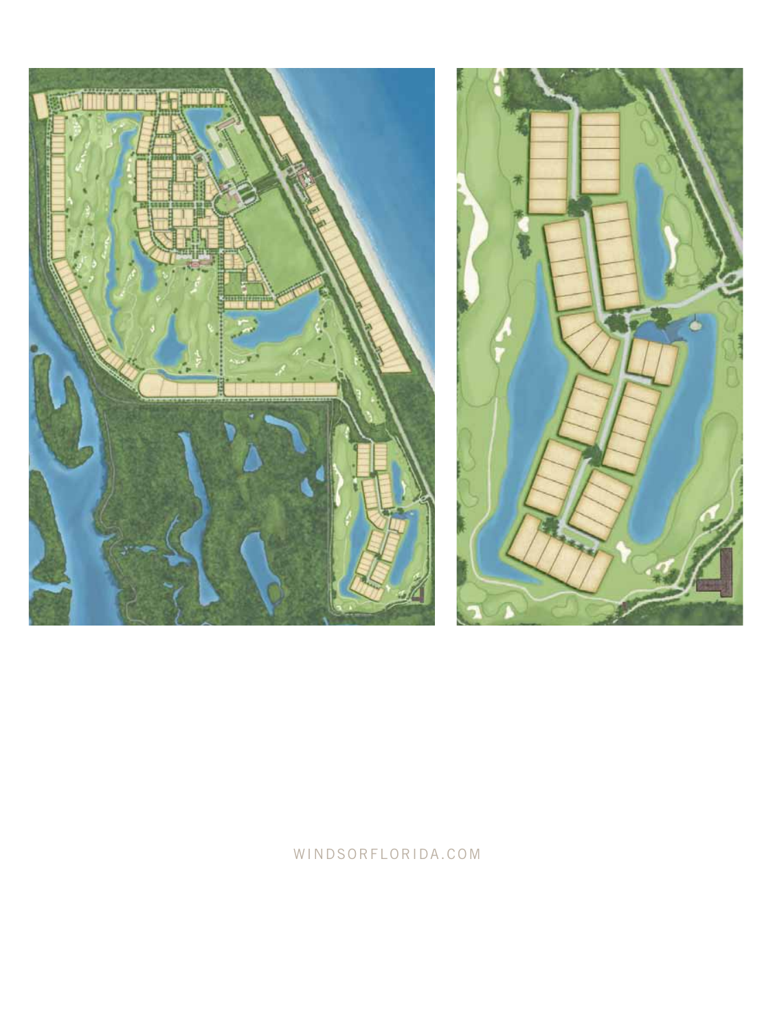WINDSORFLORIDA.COM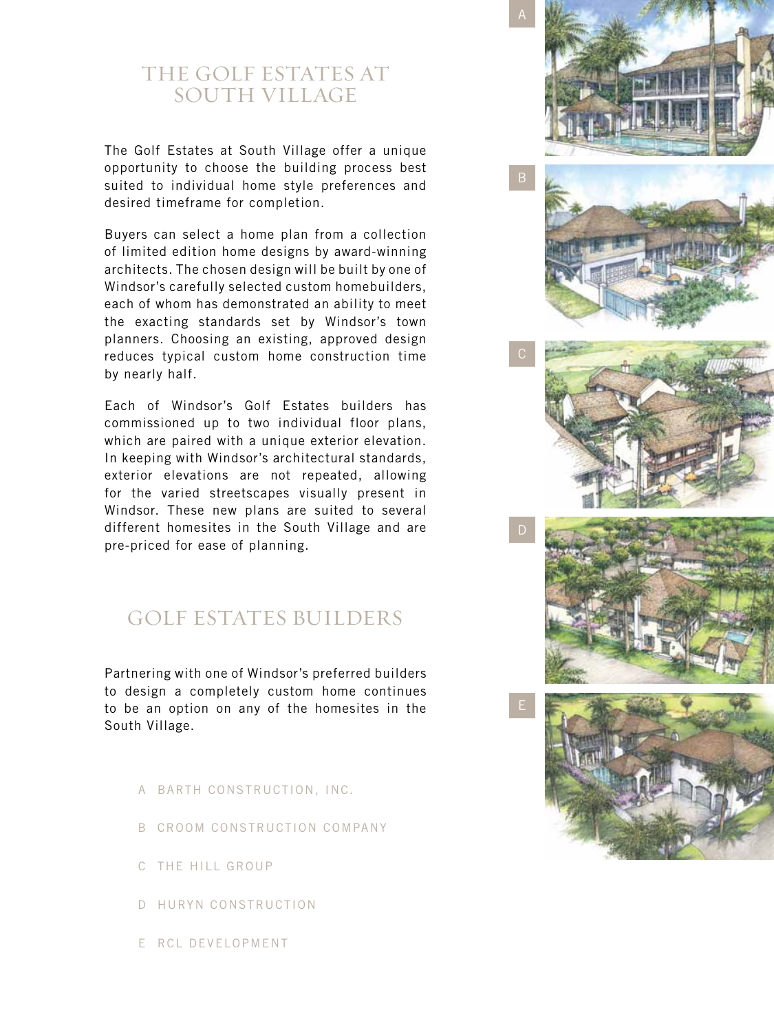# THE GOLF ESTATES AT SOUTH VILLAGE

The Golf Estates at South Village offer a unique opportunity to choose the building process best suited to individual home style preferences and desired timeframe for completion.

Buyers can select a home plan from a collection of limited edition home designs by award-winning architects. The chosen design will be built by one of Windsor's carefully selected custom homebuilders, each of whom has demonstrated an ability to meet the exacting standards set by Windsor's town planners. Choosing an existing, approved design reduces typical custom home construction time by nearly half.

Each of Windsor's Golf Estates builders has commissioned up to two individual floor plans, which are paired with a unique exterior elevation. In keeping with Windsor's architectural standards, exterior elevations are not repeated, allowing for the varied streetscapes visually present in Windsor. These new plans are suited to several different homesites in the South Village and are pre-priced for ease of planning.

# GOLF ESTATES BUILDERS

Partnering with one of Windsor's preferred builders to design a completely custom home continues to be an option on any of the homesites in the South Village.

A BARTH CONSTRUCTION, INC.

B CROOM CONSTRUCTION COMPANY

C THE HILL GROUP

D HURYN CONSTRUCTION

E RCL DEVELOPMENT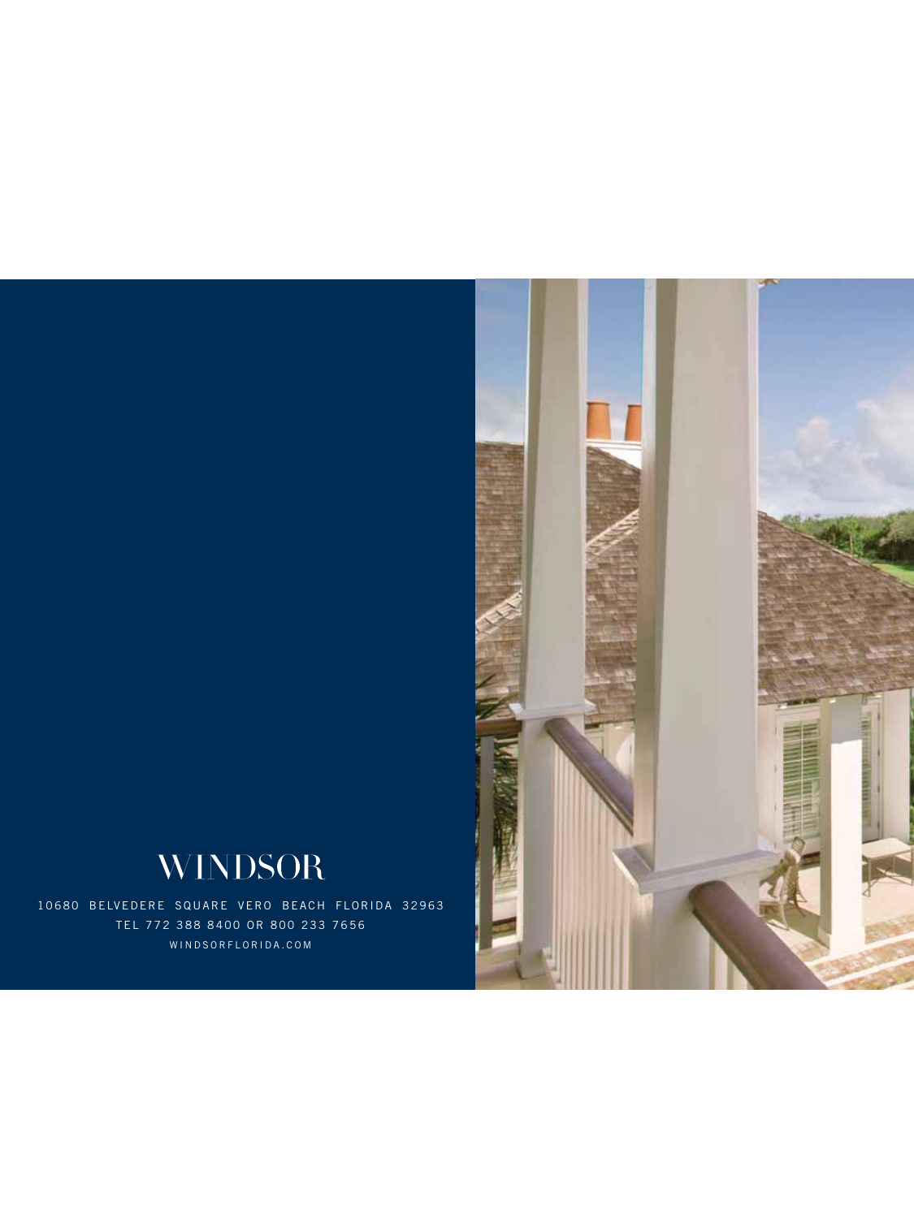# WINDSOR

10680 BELVEDERE SQUARE VERO BEACH FLORIDA 32963

TEL 772 388 8400 OR 800 233 7656

WINDSORFLORIDA.COM